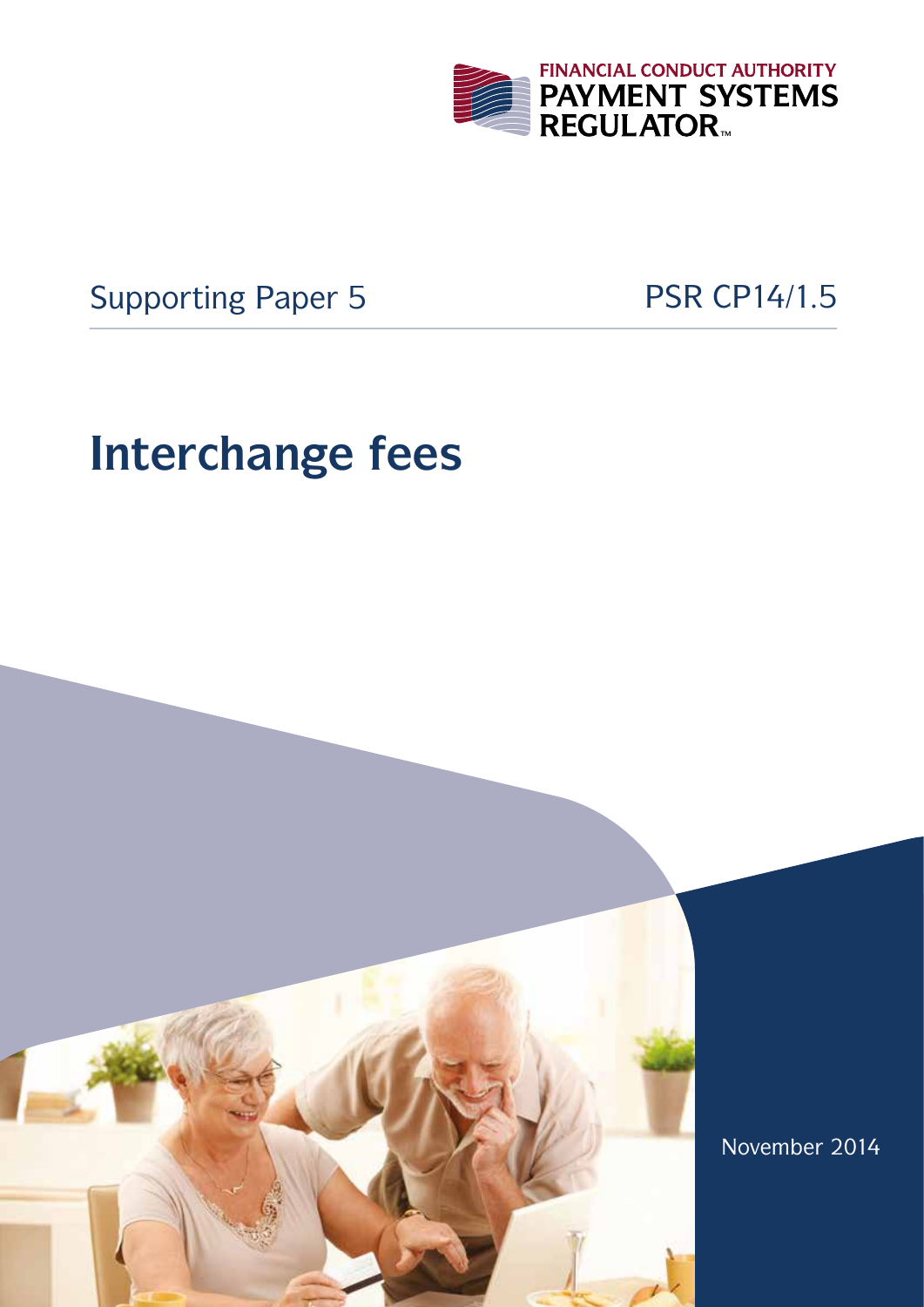FINANCIAL CONDUCT AUTHORITY
PAYMENT SYSTEMS REGULATOR

Supporting Paper 5

PSR CP14/1.5

# Interchange fees

November 2014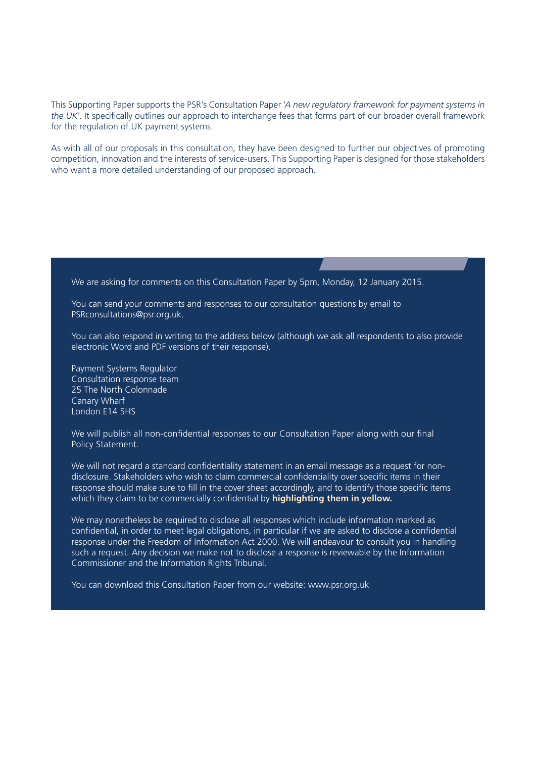This Supporting Paper supports the PSR's Consultation Paper *'A new regulatory framework for payment systems in the UK'*. It specifically outlines our approach to interchange fees that forms part of our broader overall framework for the regulation of UK payment systems.

As with all of our proposals in this consultation, they have been designed to further our objectives of promoting competition, innovation and the interests of service-users. This Supporting Paper is designed for those stakeholders who want a more detailed understanding of our proposed approach.

We are asking for comments on this Consultation Paper by 5pm, Monday, 12 January 2015.

You can send your comments and responses to our consultation questions by email to PSRconsultations@psr.org.uk.

You can also respond in writing to the address below (although we ask all respondents to also provide electronic Word and PDF versions of their response).

Payment Systems Regulator
Consultation response team
25 The North Colonnade
Canary Wharf
London E14 5HS

We will publish all non-confidential responses to our Consultation Paper along with our final Policy Statement.

We will not regard a standard confidentiality statement in an email message as a request for non-disclosure. Stakeholders who wish to claim commercial confidentiality over specific items in their response should make sure to fill in the cover sheet accordingly, and to identify those specific items which they claim to be commercially confidential by **highlighting them in yellow.**

We may nonetheless be required to disclose all responses which include information marked as confidential, in order to meet legal obligations, in particular if we are asked to disclose a confidential response under the Freedom of Information Act 2000. We will endeavour to consult you in handling such a request. Any decision we make not to disclose a response is reviewable by the Information Commissioner and the Information Rights Tribunal.

You can download this Consultation Paper from our website: www.psr.org.uk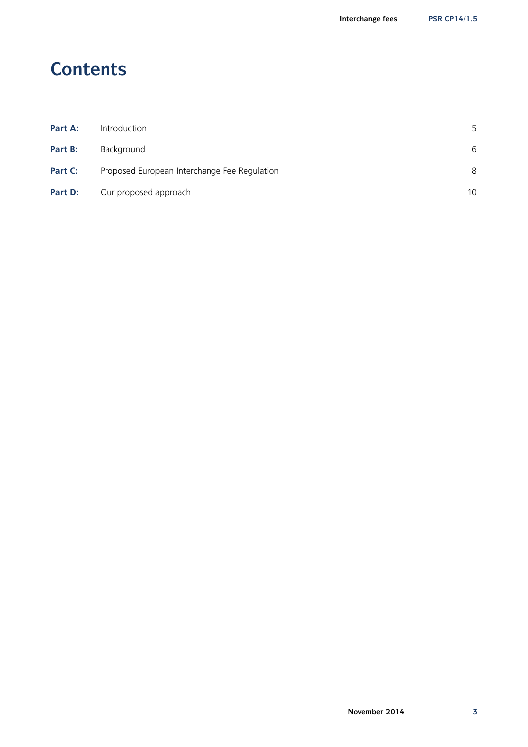# Contents

| | | |
|---|---|---|
| **Part A:** | Introduction | 5 |
| **Part B:** | Background | 6 |
| **Part C:** | Proposed European Interchange Fee Regulation | 8 |
| **Part D:** | Our proposed approach | 10 |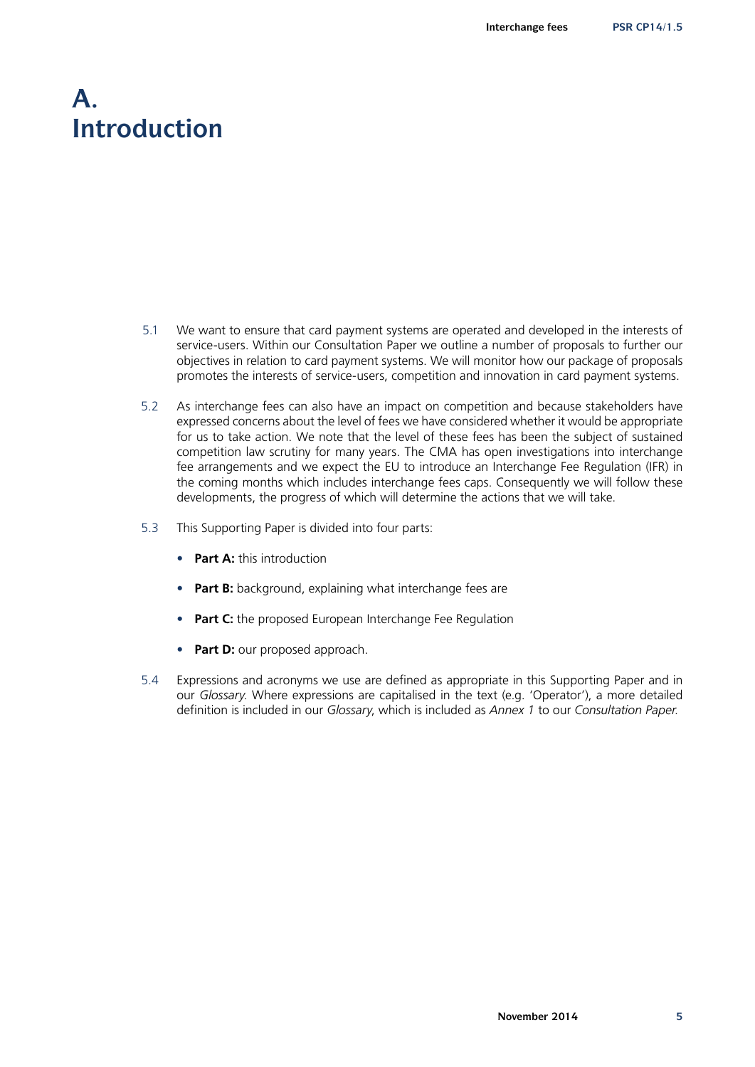# A. Introduction

5.1 We want to ensure that card payment systems are operated and developed in the interests of service-users. Within our Consultation Paper we outline a number of proposals to further our objectives in relation to card payment systems. We will monitor how our package of proposals promotes the interests of service-users, competition and innovation in card payment systems.

5.2 As interchange fees can also have an impact on competition and because stakeholders have expressed concerns about the level of fees we have considered whether it would be appropriate for us to take action. We note that the level of these fees has been the subject of sustained competition law scrutiny for many years. The CMA has open investigations into interchange fee arrangements and we expect the EU to introduce an Interchange Fee Regulation (IFR) in the coming months which includes interchange fees caps. Consequently we will follow these developments, the progress of which will determine the actions that we will take.

5.3 This Supporting Paper is divided into four parts:

- **Part A:** this introduction
- **Part B:** background, explaining what interchange fees are
- **Part C:** the proposed European Interchange Fee Regulation
- **Part D:** our proposed approach.

5.4 Expressions and acronyms we use are defined as appropriate in this Supporting Paper and in our *Glossary*. Where expressions are capitalised in the text (e.g. 'Operator'), a more detailed definition is included in our *Glossary*, which is included as *Annex 1* to our *Consultation Paper*.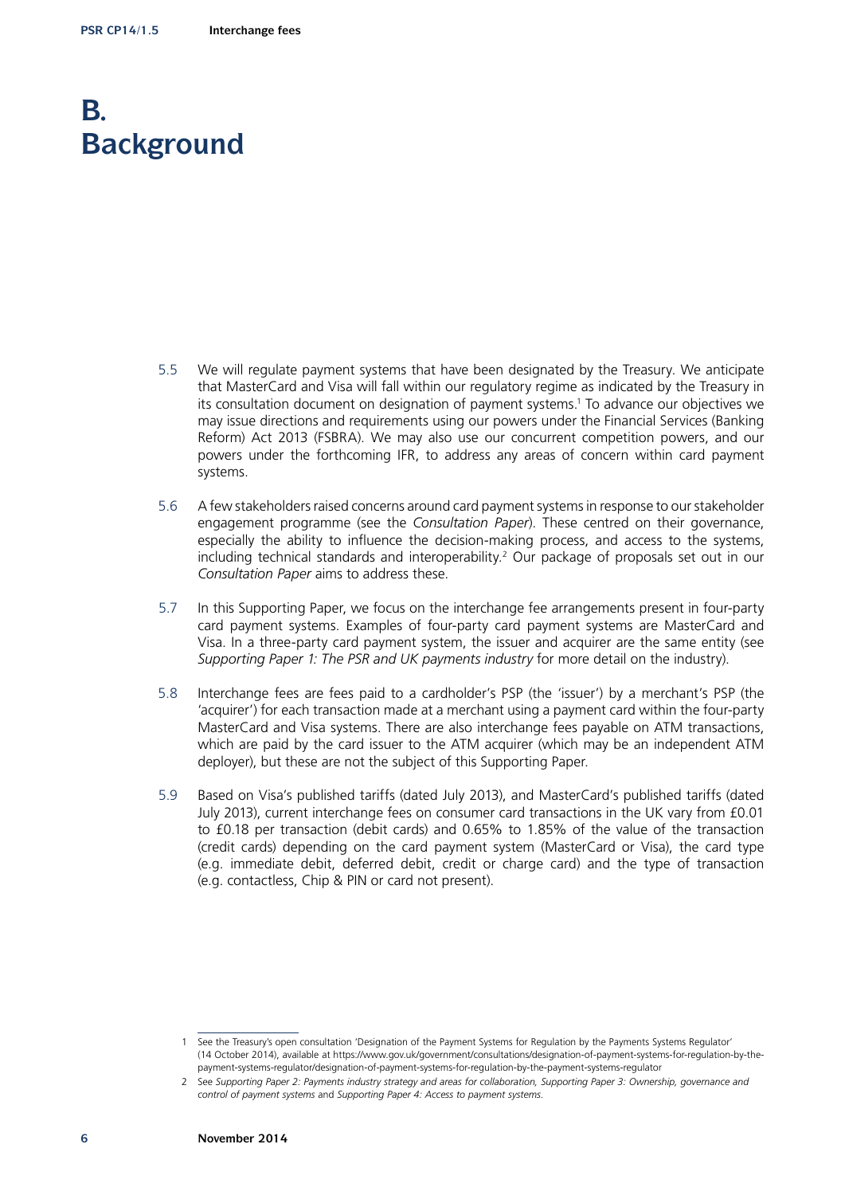# B. Background

5.5 We will regulate payment systems that have been designated by the Treasury. We anticipate that MasterCard and Visa will fall within our regulatory regime as indicated by the Treasury in its consultation document on designation of payment systems.[1] To advance our objectives we may issue directions and requirements using our powers under the Financial Services (Banking Reform) Act 2013 (FSBRA). We may also use our concurrent competition powers, and our powers under the forthcoming IFR, to address any areas of concern within card payment systems.

5.6 A few stakeholders raised concerns around card payment systems in response to our stakeholder engagement programme (see the *Consultation Paper*). These centred on their governance, especially the ability to influence the decision-making process, and access to the systems, including technical standards and interoperability.[2] Our package of proposals set out in our *Consultation Paper* aims to address these.

5.7 In this Supporting Paper, we focus on the interchange fee arrangements present in four-party card payment systems. Examples of four-party card payment systems are MasterCard and Visa. In a three-party card payment system, the issuer and acquirer are the same entity (see *Supporting Paper 1: The PSR and UK payments industry* for more detail on the industry).

5.8 Interchange fees are fees paid to a cardholder's PSP (the 'issuer') by a merchant's PSP (the 'acquirer') for each transaction made at a merchant using a payment card within the four-party MasterCard and Visa systems. There are also interchange fees payable on ATM transactions, which are paid by the card issuer to the ATM acquirer (which may be an independent ATM deployer), but these are not the subject of this Supporting Paper.

5.9 Based on Visa's published tariffs (dated July 2013), and MasterCard's published tariffs (dated July 2013), current interchange fees on consumer card transactions in the UK vary from £0.01 to £0.18 per transaction (debit cards) and 0.65% to 1.85% of the value of the transaction (credit cards) depending on the card payment system (MasterCard or Visa), the card type (e.g. immediate debit, deferred debit, credit or charge card) and the type of transaction (e.g. contactless, Chip & PIN or card not present).

---

1 See the Treasury's open consultation 'Designation of the Payment Systems for Regulation by the Payments Systems Regulator' (14 October 2014), available at https://www.gov.uk/government/consultations/designation-of-payment-systems-for-regulation-by-the-payment-systems-regulator/designation-of-payment-systems-for-regulation-by-the-payment-systems-regulator

2 See *Supporting Paper 2: Payments industry strategy and areas for collaboration, Supporting Paper 3: Ownership, governance and control of payment systems* and *Supporting Paper 4: Access to payment systems.*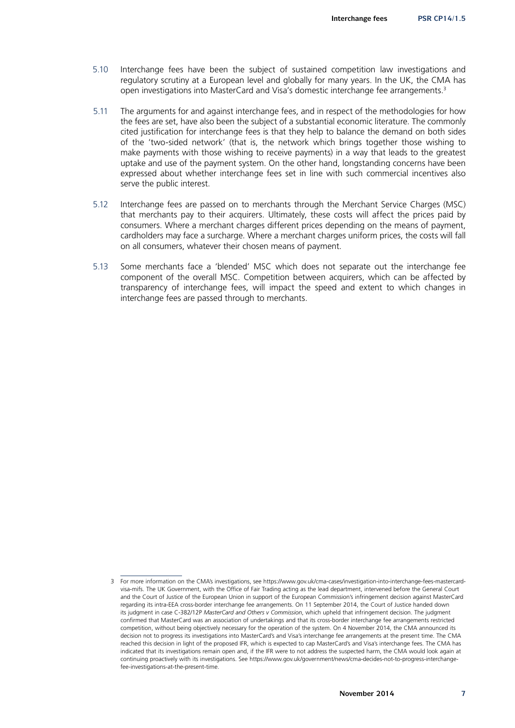5.10 Interchange fees have been the subject of sustained competition law investigations and regulatory scrutiny at a European level and globally for many years. In the UK, the CMA has open investigations into MasterCard and Visa's domestic interchange fee arrangements.[3]

5.11 The arguments for and against interchange fees, and in respect of the methodologies for how the fees are set, have also been the subject of a substantial economic literature. The commonly cited justification for interchange fees is that they help to balance the demand on both sides of the 'two-sided network' (that is, the network which brings together those wishing to make payments with those wishing to receive payments) in a way that leads to the greatest uptake and use of the payment system. On the other hand, longstanding concerns have been expressed about whether interchange fees set in line with such commercial incentives also serve the public interest.

5.12 Interchange fees are passed on to merchants through the Merchant Service Charges (MSC) that merchants pay to their acquirers. Ultimately, these costs will affect the prices paid by consumers. Where a merchant charges different prices depending on the means of payment, cardholders may face a surcharge. Where a merchant charges uniform prices, the costs will fall on all consumers, whatever their chosen means of payment.

5.13 Some merchants face a 'blended' MSC which does not separate out the interchange fee component of the overall MSC. Competition between acquirers, which can be affected by transparency of interchange fees, will impact the speed and extent to which changes in interchange fees are passed through to merchants.

---

3 For more information on the CMA's investigations, see https://www.gov.uk/cma-cases/investigation-into-interchange-fees-mastercard-visa-mifs. The UK Government, with the Office of Fair Trading acting as the lead department, intervened before the General Court and the Court of Justice of the European Union in support of the European Commission's infringement decision against MasterCard regarding its intra-EEA cross-border interchange fee arrangements. On 11 September 2014, the Court of Justice handed down its judgment in case C-382/12P *MasterCard and Others v Commission*, which upheld that infringement decision. The judgment confirmed that MasterCard was an association of undertakings and that its cross-border interchange fee arrangements restricted competition, without being objectively necessary for the operation of the system. On 4 November 2014, the CMA announced its decision not to progress its investigations into MasterCard's and Visa's interchange fee arrangements at the present time. The CMA reached this decision in light of the proposed IFR, which is expected to cap MasterCard's and Visa's interchange fees. The CMA has indicated that its investigations remain open and, if the IFR were to not address the suspected harm, the CMA would look again at continuing proactively with its investigations. See https://www.gov.uk/government/news/cma-decides-not-to-progress-interchange-fee-investigations-at-the-present-time.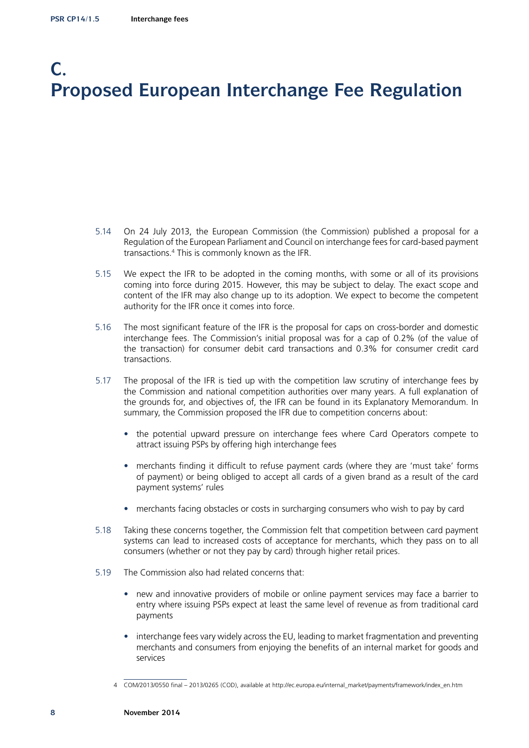# C. Proposed European Interchange Fee Regulation

5.14 On 24 July 2013, the European Commission (the Commission) published a proposal for a Regulation of the European Parliament and Council on interchange fees for card-based payment transactions.[4] This is commonly known as the IFR.

5.15 We expect the IFR to be adopted in the coming months, with some or all of its provisions coming into force during 2015. However, this may be subject to delay. The exact scope and content of the IFR may also change up to its adoption. We expect to become the competent authority for the IFR once it comes into force.

5.16 The most significant feature of the IFR is the proposal for caps on cross-border and domestic interchange fees. The Commission's initial proposal was for a cap of 0.2% (of the value of the transaction) for consumer debit card transactions and 0.3% for consumer credit card transactions.

5.17 The proposal of the IFR is tied up with the competition law scrutiny of interchange fees by the Commission and national competition authorities over many years. A full explanation of the grounds for, and objectives of, the IFR can be found in its Explanatory Memorandum. In summary, the Commission proposed the IFR due to competition concerns about:

- the potential upward pressure on interchange fees where Card Operators compete to attract issuing PSPs by offering high interchange fees
- merchants finding it difficult to refuse payment cards (where they are 'must take' forms of payment) or being obliged to accept all cards of a given brand as a result of the card payment systems' rules
- merchants facing obstacles or costs in surcharging consumers who wish to pay by card

5.18 Taking these concerns together, the Commission felt that competition between card payment systems can lead to increased costs of acceptance for merchants, which they pass on to all consumers (whether or not they pay by card) through higher retail prices.

5.19 The Commission also had related concerns that:

- new and innovative providers of mobile or online payment services may face a barrier to entry where issuing PSPs expect at least the same level of revenue as from traditional card payments
- interchange fees vary widely across the EU, leading to market fragmentation and preventing merchants and consumers from enjoying the benefits of an internal market for goods and services

---

4 COM/2013/0550 final – 2013/0265 (COD), available at http://ec.europa.eu/internal_market/payments/framework/index_en.htm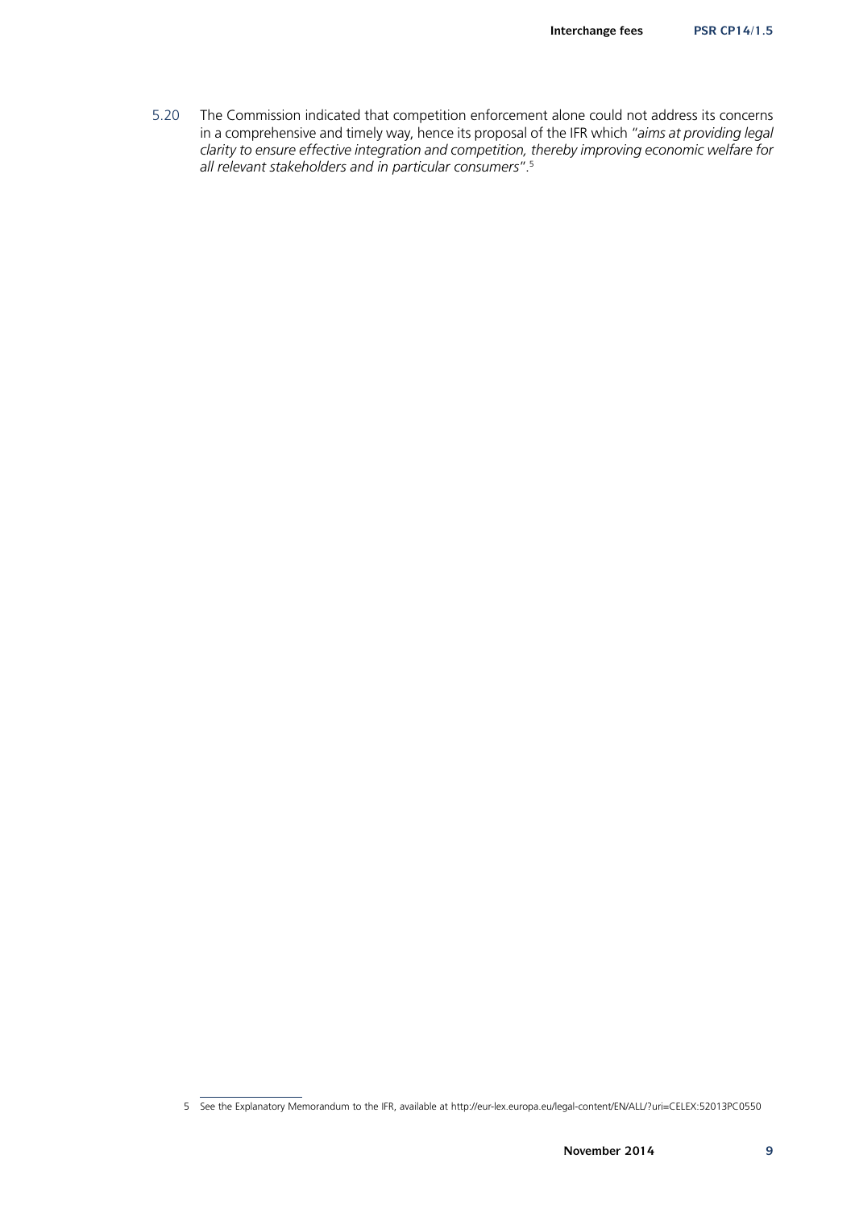5.20 The Commission indicated that competition enforcement alone could not address its concerns in a comprehensive and timely way, hence its proposal of the IFR which "*aims at providing legal clarity to ensure effective integration and competition, thereby improving economic welfare for all relevant stakeholders and in particular consumers*".[5]

---

5 See the Explanatory Memorandum to the IFR, available at http://eur-lex.europa.eu/legal-content/EN/ALL/?uri=CELEX:52013PC0550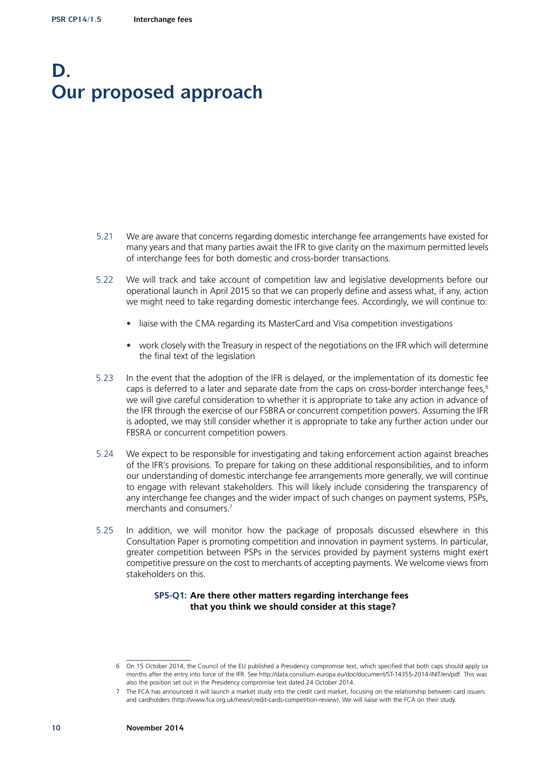# D. Our proposed approach

5.21 We are aware that concerns regarding domestic interchange fee arrangements have existed for many years and that many parties await the IFR to give clarity on the maximum permitted levels of interchange fees for both domestic and cross-border transactions.

5.22 We will track and take account of competition law and legislative developments before our operational launch in April 2015 so that we can properly define and assess what, if any, action we might need to take regarding domestic interchange fees. Accordingly, we will continue to:

- liaise with the CMA regarding its MasterCard and Visa competition investigations
- work closely with the Treasury in respect of the negotiations on the IFR which will determine the final text of the legislation

5.23 In the event that the adoption of the IFR is delayed, or the implementation of its domestic fee caps is deferred to a later and separate date from the caps on cross-border interchange fees,[6] we will give careful consideration to whether it is appropriate to take any action in advance of the IFR through the exercise of our FSBRA or concurrent competition powers. Assuming the IFR is adopted, we may still consider whether it is appropriate to take any further action under our FBSRA or concurrent competition powers.

5.24 We expect to be responsible for investigating and taking enforcement action against breaches of the IFR's provisions. To prepare for taking on these additional responsibilities, and to inform our understanding of domestic interchange fee arrangements more generally, we will continue to engage with relevant stakeholders. This will likely include considering the transparency of any interchange fee changes and the wider impact of such changes on payment systems, PSPs, merchants and consumers.[7]

5.25 In addition, we will monitor how the package of proposals discussed elsewhere in this Consultation Paper is promoting competition and innovation in payment systems. In particular, greater competition between PSPs in the services provided by payment systems might exert competitive pressure on the cost to merchants of accepting payments. We welcome views from stakeholders on this.

**SP5-Q1: Are there other matters regarding interchange fees that you think we should consider at this stage?**

---

6 On 15 October 2014, the Council of the EU published a Presidency compromise text, which specified that both caps should apply six months after the entry into force of the IFR. See http://data.consilium.europa.eu/doc/document/ST-14355-2014-INIT/en/pdf. This was also the position set out in the Presidency compromise text dated 24 October 2014.

7 The FCA has announced it will launch a market study into the credit card market, focusing on the relationship between card issuers and cardholders (http://www.fca.org.uk/news/credit-cards-competition-review). We will liaise with the FCA on their study.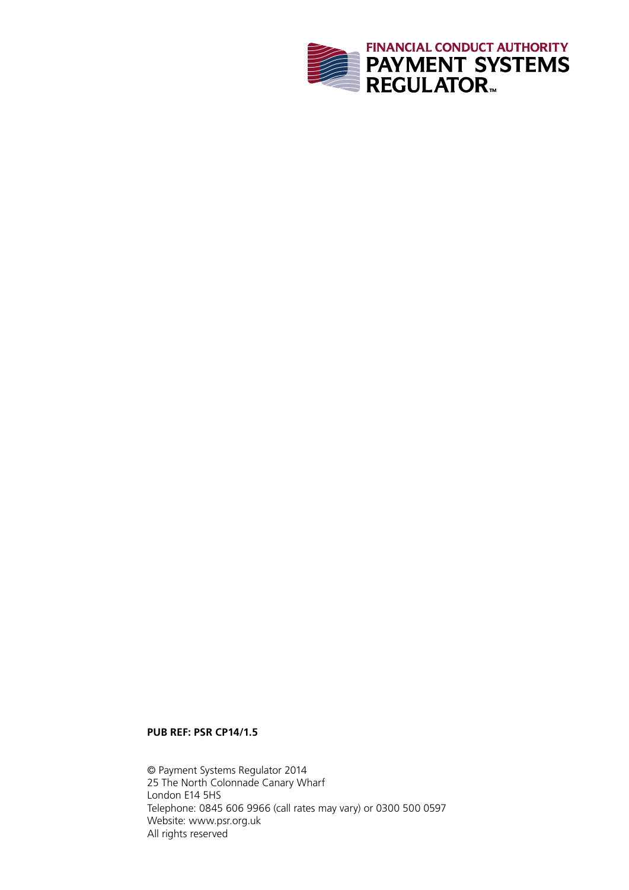FINANCIAL CONDUCT AUTHORITY
PAYMENT SYSTEMS REGULATOR

**PUB REF: PSR CP14/1.5**

© Payment Systems Regulator 2014
25 The North Colonnade Canary Wharf
London E14 5HS
Telephone: 0845 606 9966 (call rates may vary) or 0300 500 0597
Website: www.psr.org.uk
All rights reserved